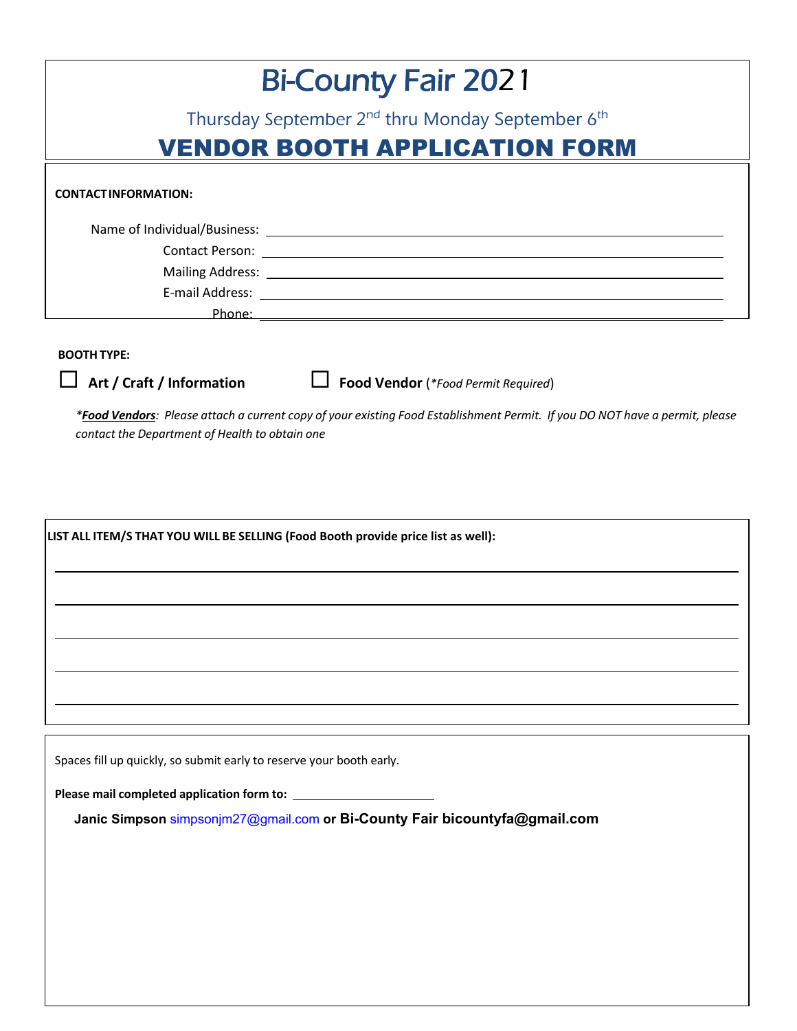# Bi-County Fair 2021

Thursday September 2nd thru Monday September 6th

## VENDOR BOOTH APPLICATION FORM

**CONTACT INFORMATION:**

Name of Individual/Business: ______________________________

Contact Person: ______________________________

Mailing Address: ______________________________

E-mail Address: ______________________________

Phone: ______________________________

**BOOTH TYPE:**

☐ **Art / Craft / Information**

☐ **Food Vendor** (*\*Food Permit Required*)

*\****Food Vendors****: Please attach a current copy of your existing Food Establishment Permit. If you DO NOT have a permit, please contact the Department of Health to obtain one*

**LIST ALL ITEM/S THAT YOU WILL BE SELLING (Food Booth provide price list as well):**

______________________________

______________________________

______________________________

______________________________

______________________________

Spaces fill up quickly, so submit early to reserve your booth early.

**Please mail completed application form to:** ______________________________

**Janic Simpson** simpsonjm27@gmail.com **or Bi-County Fair bicountyfa@gmail.com**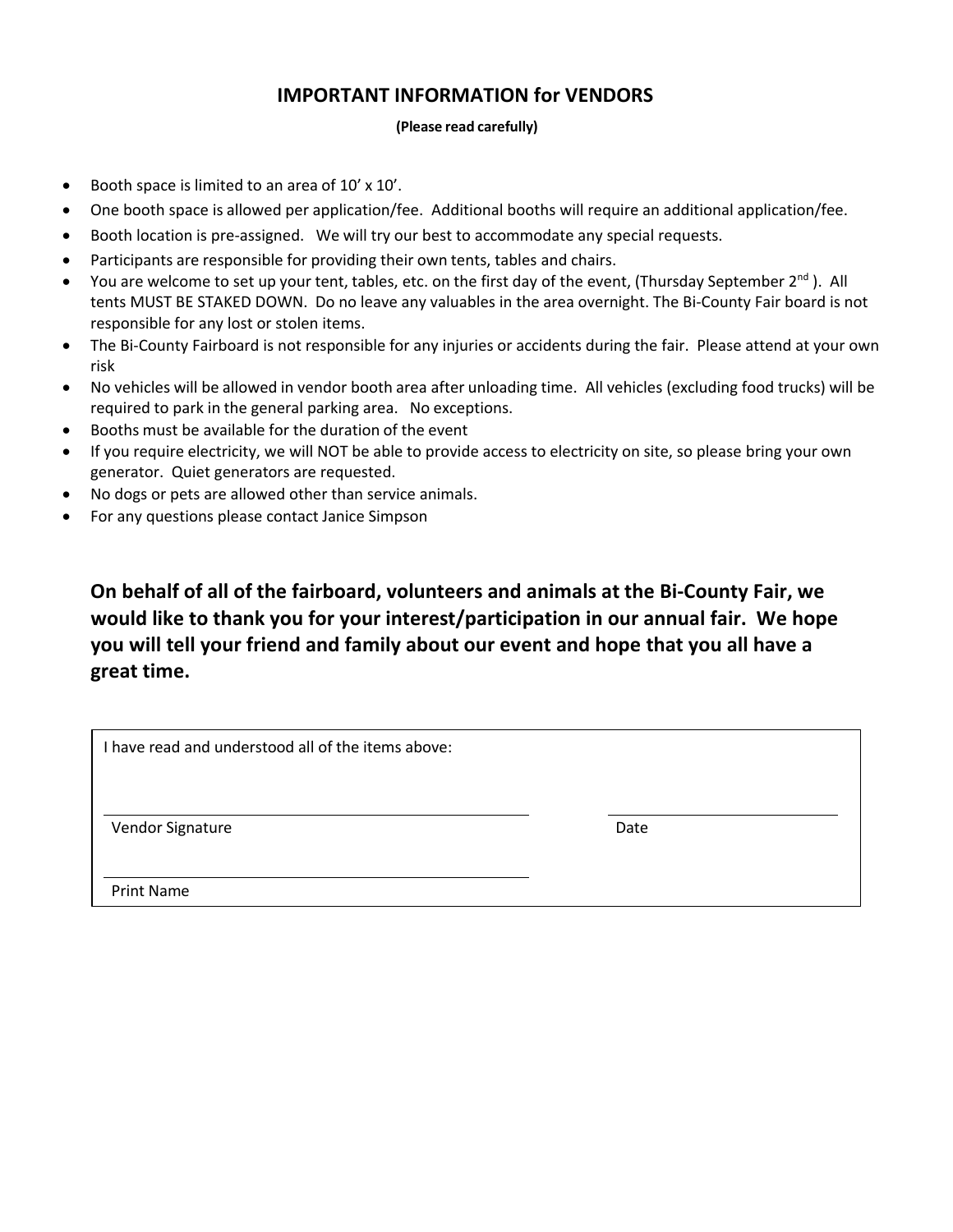## IMPORTANT INFORMATION for VENDORS

**(Please read carefully)**

- Booth space is limited to an area of 10' x 10'.
- One booth space is allowed per application/fee. Additional booths will require an additional application/fee.
- Booth location is pre-assigned. We will try our best to accommodate any special requests.
- Participants are responsible for providing their own tents, tables and chairs.
- You are welcome to set up your tent, tables, etc. on the first day of the event, (Thursday September 2nd ). All tents MUST BE STAKED DOWN. Do no leave any valuables in the area overnight. The Bi-County Fair board is not responsible for any lost or stolen items.
- The Bi-County Fairboard is not responsible for any injuries or accidents during the fair. Please attend at your own risk
- No vehicles will be allowed in vendor booth area after unloading time. All vehicles (excluding food trucks) will be required to park in the general parking area. No exceptions.
- Booths must be available for the duration of the event
- If you require electricity, we will NOT be able to provide access to electricity on site, so please bring your own generator. Quiet generators are requested.
- No dogs or pets are allowed other than service animals.
- For any questions please contact Janice Simpson

**On behalf of all of the fairboard, volunteers and animals at the Bi-County Fair, we would like to thank you for your interest/participation in our annual fair. We hope you will tell your friend and family about our event and hope that you all have a great time.**

I have read and understood all of the items above:

_______________________________ _______________

Vendor Signature Date

_______________________________

Print Name